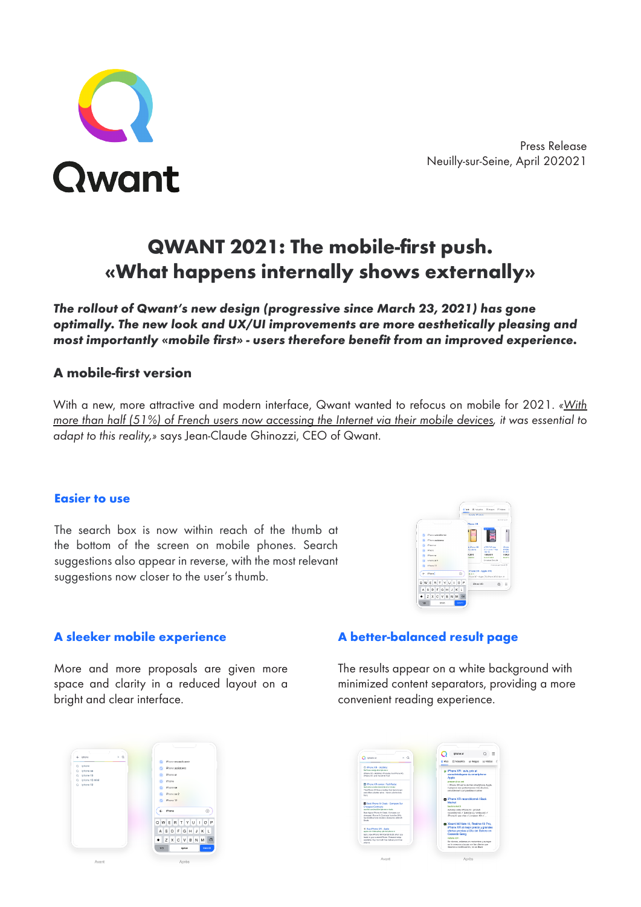Qwant

Press Release
Neuilly-sur-Seine, April 202021

# QWANT 2021: The mobile-first push. «What happens internally shows externally»

***The rollout of Qwant's new design (progressive since March 23, 2021) has gone optimally. The new look and UX/UI improvements are more aesthetically pleasing and most importantly «mobile first» - users therefore benefit from an improved experience.***

## A mobile-first version

With a new, more attractive and modern interface, Qwant wanted to refocus on mobile for 2021. *«With more than half (51%) of French users now accessing the Internet via their mobile devices, it was essential to adapt to this reality,»* says Jean-Claude Ghinozzi, CEO of Qwant.

### Easier to use

The search box is now within reach of the thumb at the bottom of the screen on mobile phones. Search suggestions also appear in reverse, with the most relevant suggestions now closer to the user's thumb.

### A sleeker mobile experience

More and more proposals are given more space and clarity in a reduced layout on a bright and clear interface.

### A better-balanced result page

The results appear on a white background with minimized content separators, providing a more convenient reading experience.

Avant Après

Avant Après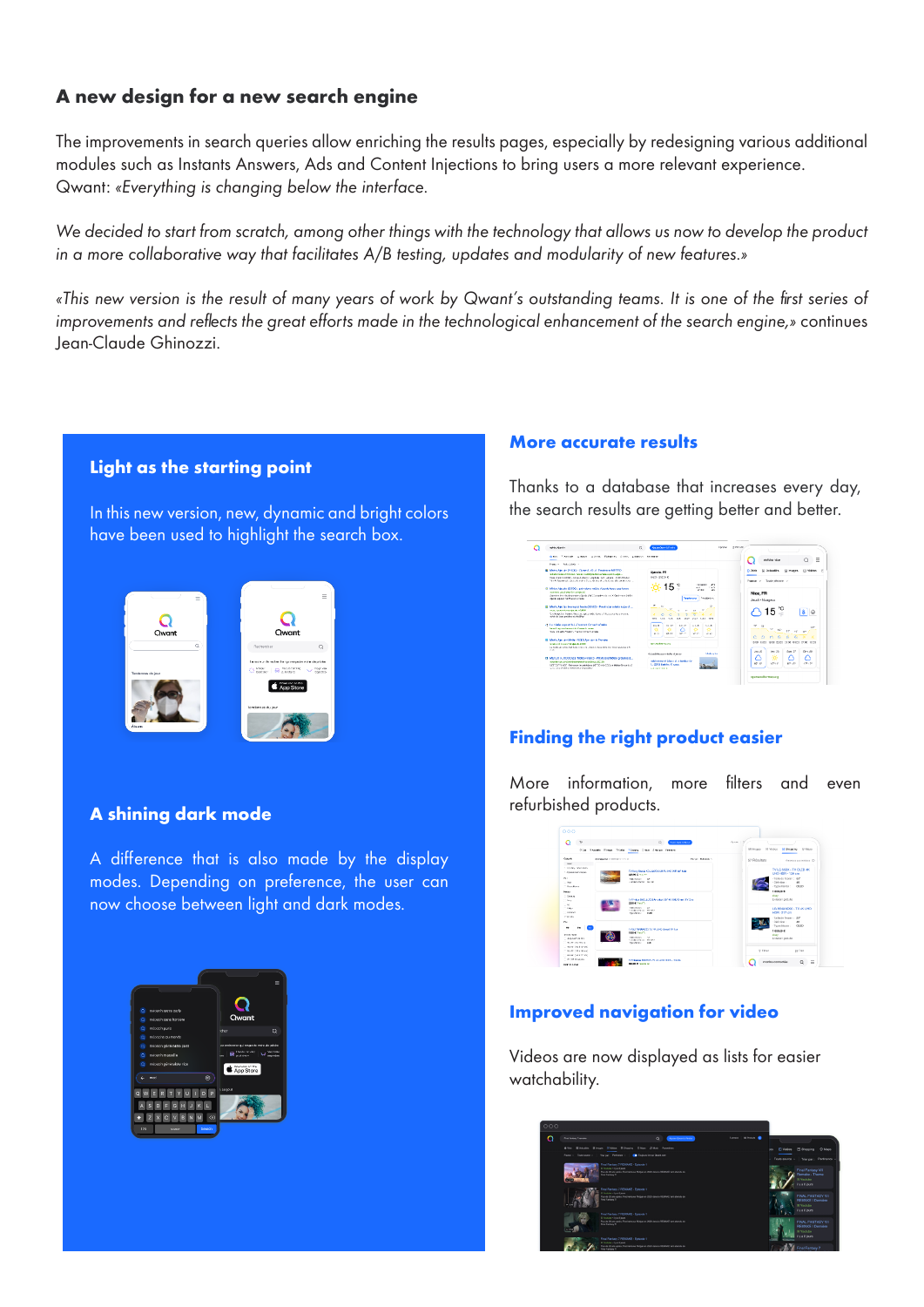## A new design for a new search engine

The improvements in search queries allow enriching the results pages, especially by redesigning various additional modules such as Instants Answers, Ads and Content Injections to bring users a more relevant experience.
Qwant: «*Everything is changing below the interface.*

*We decided to start from scratch, among other things with the technology that allows us now to develop the product in a more collaborative way that facilitates A/B testing, updates and modularity of new features.»*

*«This new version is the result of many years of work by Qwant's outstanding teams. It is one of the first series of improvements and reflects the great efforts made in the technological enhancement of the search engine,»* continues Jean-Claude Ghinozzi.

### Light as the starting point

In this new version, new, dynamic and bright colors have been used to highlight the search box.

### A shining dark mode

A difference that is also made by the display modes. Depending on preference, the user can now choose between light and dark modes.

### More accurate results

Thanks to a database that increases every day, the search results are getting better and better.

### Finding the right product easier

More information, more filters and even refurbished products.

### Improved navigation for video

Videos are now displayed as lists for easier watchability.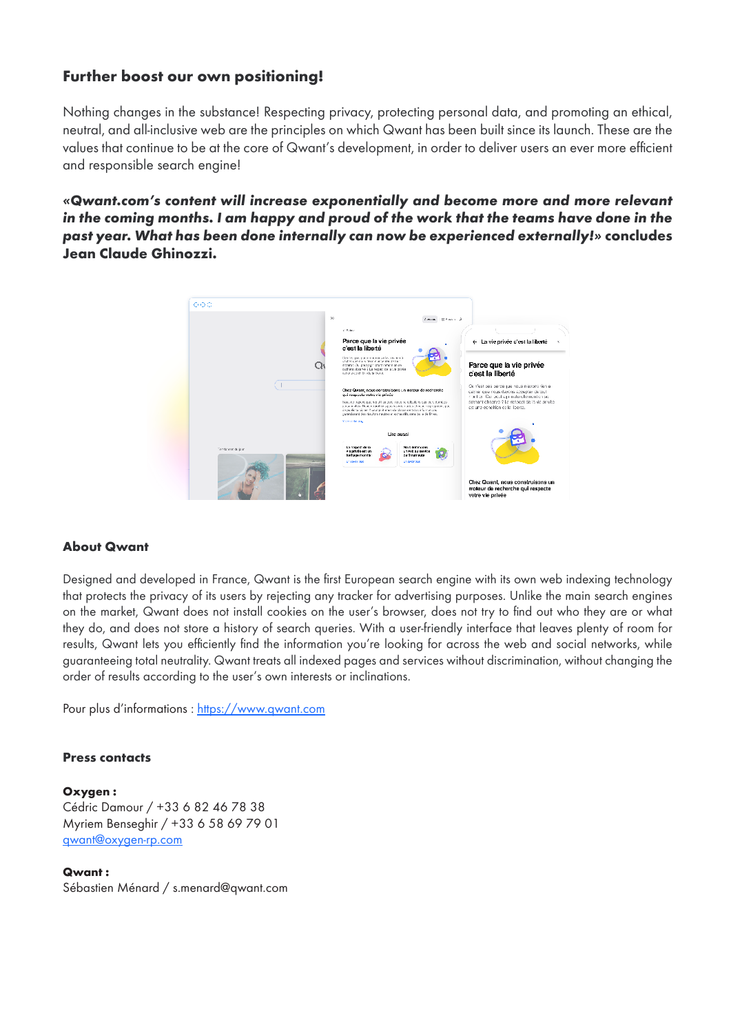## Further boost our own positioning!

Nothing changes in the substance! Respecting privacy, protecting personal data, and promoting an ethical, neutral, and all-inclusive web are the principles on which Qwant has been built since its launch. These are the values that continue to be at the core of Qwant's development, in order to deliver users an ever more efficient and responsible search engine!

***«Qwant.com's content will increase exponentially and become more and more relevant in the coming months. I am happy and proud of the work that the teams have done in the past year. What has been done internally can now be experienced externally!»* concludes Jean Claude Ghinozzi.**

### About Qwant

Designed and developed in France, Qwant is the first European search engine with its own web indexing technology that protects the privacy of its users by rejecting any tracker for advertising purposes. Unlike the main search engines on the market, Qwant does not install cookies on the user's browser, does not try to find out who they are or what they do, and does not store a history of search queries. With a user-friendly interface that leaves plenty of room for results, Qwant lets you efficiently find the information you're looking for across the web and social networks, while guaranteeing total neutrality. Qwant treats all indexed pages and services without discrimination, without changing the order of results according to the user's own interests or inclinations.

Pour plus d'informations : [https://www.qwant.com](https://www.qwant.com)

### Press contacts

**Oxygen :**
Cédric Damour / +33 6 82 46 78 38
Myriem Benseghir / +33 6 58 69 79 01
[qwant@oxygen-rp.com](mailto:qwant@oxygen-rp.com)

**Qwant :**
Sébastien Ménard / s.menard@qwant.com